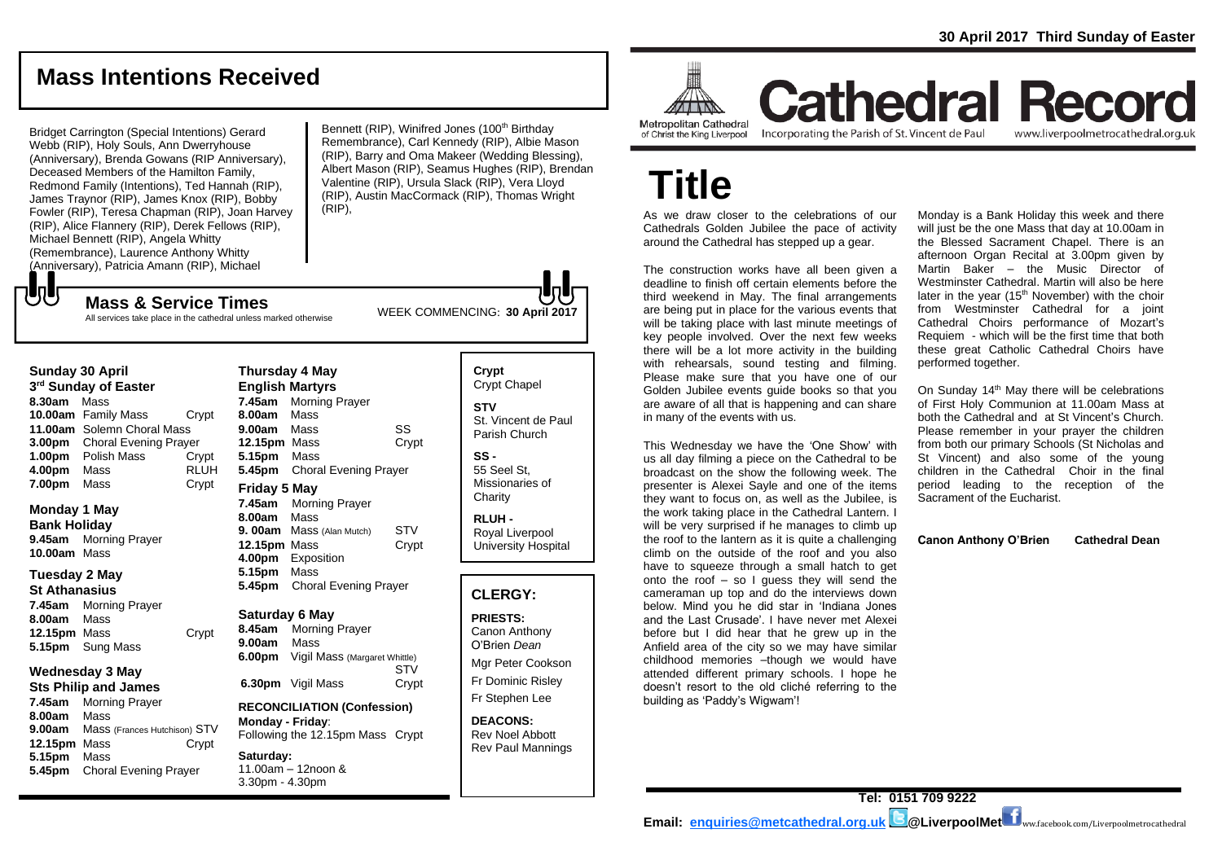30 April 2017 Third Sunday of Easter

# Cathedral Record

Metropolitan Cathedral of Christ the King Liverpool — Incorporating the Parish of St. Vincent de Paul — www.liverpoolmetrocathedral.org.uk

# Title

As we draw closer to the celebrations of our Cathedrals Golden Jubilee the pace of activity around the Cathedral has stepped up a gear.

The construction works have all been given a deadline to finish off certain elements before the third weekend in May. The final arrangements are being put in place for the various events that will be taking place with last minute meetings of key people involved. Over the next few weeks there will be a lot more activity in the building with rehearsals, sound testing and filming. Please make sure that you have one of our Golden Jubilee events guide books so that you are aware of all that is happening and can share in many of the events with us.

This Wednesday we have the 'One Show' with us all day filming a piece on the Cathedral to be broadcast on the show the following week. The presenter is Alexei Sayle and one of the items they want to focus on, as well as the Jubilee, is the work taking place in the Cathedral Lantern. I will be very surprised if he manages to climb up the roof to the lantern as it is quite a challenging climb on the outside of the roof and you also have to squeeze through a small hatch to get onto the roof – so I guess they will send the cameraman up top and do the interviews down below. Mind you he did star in 'Indiana Jones and the Last Crusade'. I have never met Alexei before but I did hear that he grew up in the Anfield area of the city so we may have similar childhood memories –though we would have attended different primary schools. I hope he doesn't resort to the old cliché referring to the building as 'Paddy's Wigwam'!

Monday is a Bank Holiday this week and there will just be the one Mass that day at 10.00am in the Blessed Sacrament Chapel. There is an afternoon Organ Recital at 3.00pm given by Martin Baker – the Music Director of Westminster Cathedral. Martin will also be here later in the year (15th November) with the choir from Westminster Cathedral for a joint Cathedral Choirs performance of Mozart's Requiem - which will be the first time that both these great Catholic Cathedral Choirs have performed together.

On Sunday 14th May there will be celebrations of First Holy Communion at 11.00am Mass at both the Cathedral and at St Vincent's Church. Please remember in your prayer the children from both our primary Schools (St Nicholas and St Vincent) and also some of the young children in the Cathedral Choir in the final period leading to the reception of the Sacrament of the Eucharist.

**Canon Anthony O'Brien** **Cathedral Dean**

## Mass Intentions Received

Bridget Carrington (Special Intentions) Gerard Webb (RIP), Holy Souls, Ann Dwerryhouse (Anniversary), Brenda Gowans (RIP Anniversary), Deceased Members of the Hamilton Family, Redmond Family (Intentions), Ted Hannah (RIP), James Traynor (RIP), James Knox (RIP), Bobby Fowler (RIP), Teresa Chapman (RIP), Joan Harvey (RIP), Alice Flannery (RIP), Derek Fellows (RIP), Michael Bennett (RIP), Angela Whitty (Remembrance), Laurence Anthony Whitty (Anniversary), Patricia Amann (RIP), Michael Bennett (RIP), Winifred Jones (100th Birthday Remembrance), Carl Kennedy (RIP), Albie Mason (RIP), Barry and Oma Makeer (Wedding Blessing), Albert Mason (RIP), Seamus Hughes (RIP), Brendan Valentine (RIP), Ursula Slack (RIP), Vera Lloyd (RIP), Austin MacCormack (RIP), Thomas Wright (RIP),

## Mass & Service Times

All services take place in the cathedral unless marked otherwise

WEEK COMMENCING: **30 April 2017**

**Sunday 30 April**
**3rd Sunday of Easter**
**8.30am** Mass
**10.00am** Family Mass — Crypt
**11.00am** Solemn Choral Mass
**3.00pm** Choral Evening Prayer
**1.00pm** Polish Mass — Crypt
**4.00pm** Mass — RLUH
**7.00pm** Mass — Crypt

**Monday 1 May**
**Bank Holiday**
**9.45am** Morning Prayer
**10.00am** Mass

**Tuesday 2 May**
**St Athanasius**
**7.45am** Morning Prayer
**8.00am** Mass
**12.15pm** Mass — Crypt
**5.15pm** Sung Mass

**Wednesday 3 May**
**Sts Philip and James**
**7.45am** Morning Prayer
**8.00am** Mass
**9.00am** Mass (Frances Hutchison) — STV
**12.15pm** Mass — Crypt
**5.15pm** Mass
**5.45pm** Choral Evening Prayer

**Thursday 4 May**
**English Martyrs**
**7.45am** Morning Prayer
**8.00am** Mass
**9.00am** Mass — SS
**12.15pm** Mass — Crypt
**5.15pm** Mass
**5.45pm** Choral Evening Prayer

**Friday 5 May**
**7.45am** Morning Prayer
**8.00am** Mass
**9. 00am** Mass (Alan Mutch) — STV
**12.15pm** Mass — Crypt
**4.00pm** Exposition
**5.15pm** Mass
**5.45pm** Choral Evening Prayer

**Saturday 6 May**
**8.45am** Morning Prayer
**9.00am** Mass
**6.00pm** Vigil Mass (Margaret Whittle) — STV
**6.30pm** Vigil Mass — Crypt

**RECONCILIATION (Confession)**
**Monday - Friday**:
Following the 12.15pm Mass — Crypt

**Saturday:**
11.00am – 12noon &
3.30pm - 4.30pm

**Crypt** Crypt Chapel

**STV** St. Vincent de Paul Parish Church

**SS -** 55 Seel St, Missionaries of Charity

**RLUH -** Royal Liverpool University Hospital

## CLERGY:

**PRIESTS:**
Canon Anthony O'Brien *Dean*
Mgr Peter Cookson
Fr Dominic Risley
Fr Stephen Lee

**DEACONS:**
Rev Noel Abbott
Rev Paul Mannings

**Tel: 0151 709 9222**

**Email: enquiries@metcathedral.org.uk** @LiverpoolMet ww.facebook.com/Liverpoolmetrocathedral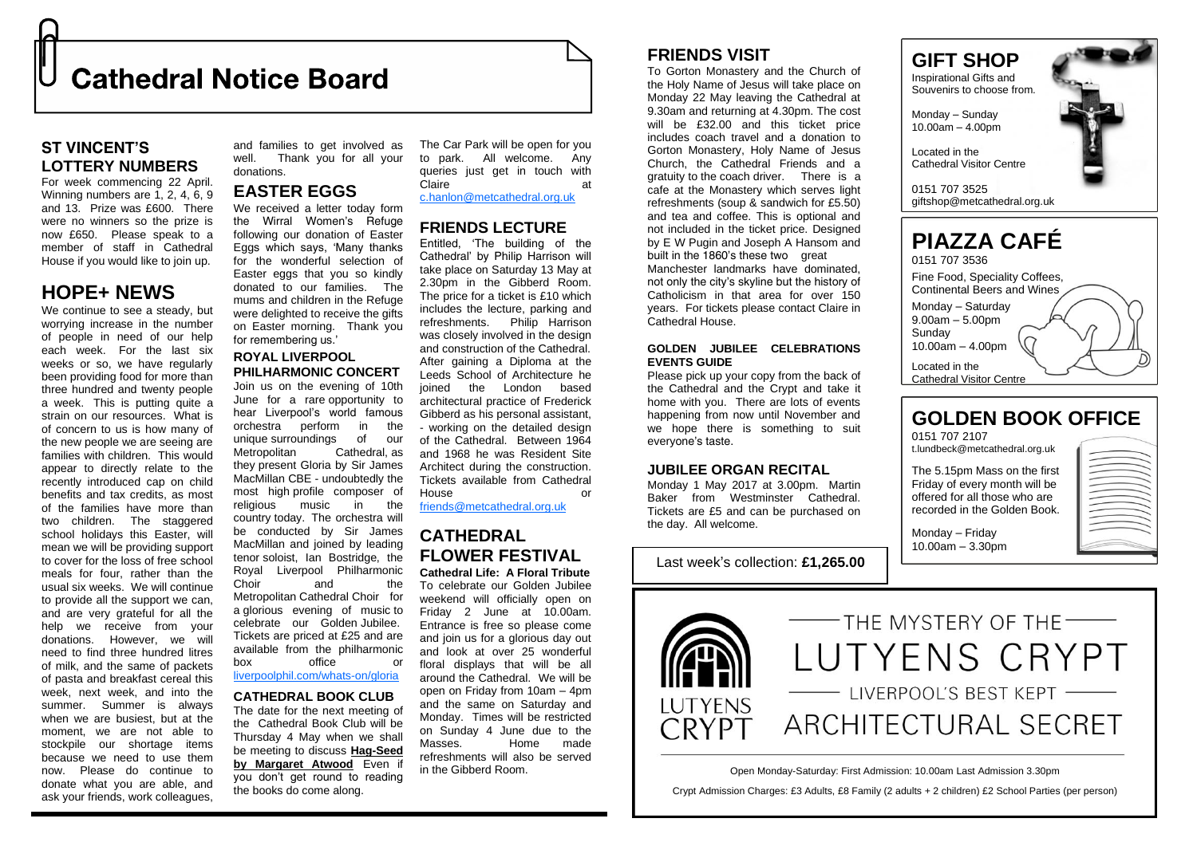# Cathedral Notice Board

## ST VINCENT'S LOTTERY NUMBERS

For week commencing 22 April. Winning numbers are 1, 2, 4, 6, 9 and 13. Prize was £600. There were no winners so the prize is now £650. Please speak to a member of staff in Cathedral House if you would like to join up.

## HOPE+ NEWS

We continue to see a steady, but worrying increase in the number of people in need of our help each week. For the last six weeks or so, we have regularly been providing food for more than three hundred and twenty people a week. This is putting quite a strain on our resources. What is of concern to us is how many of the new people we are seeing are families with children. This would appear to directly relate to the recently introduced cap on child benefits and tax credits, as most of the families have more than two children. The staggered school holidays this Easter, will mean we will be providing support to cover for the loss of free school meals for four, rather than the usual six weeks. We will continue to provide all the support we can, and are very grateful for all the help we receive from your donations. However, we will need to find three hundred litres of milk, and the same of packets of pasta and breakfast cereal this week, next week, and into the summer. Summer is always when we are busiest, but at the moment, we are not able to stockpile our shortage items because we need to use them now. Please do continue to donate what you are able, and ask your friends, work colleagues, and families to get involved as well. Thank you for all your donations.

## EASTER EGGS

We received a letter today form the Wirral Women's Refuge following our donation of Easter Eggs which says, 'Many thanks for the wonderful selection of Easter eggs that you so kindly donated to our families. The mums and children in the Refuge were delighted to receive the gifts on Easter morning. Thank you for remembering us.'

### ROYAL LIVERPOOL PHILHARMONIC CONCERT

Join us on the evening of 10th June for a rare opportunity to hear Liverpool's world famous orchestra perform in the unique surroundings of our Metropolitan Cathedral, as they present Gloria by Sir James MacMillan CBE - undoubtedly the most high profile composer of religious music in the country today. The orchestra will be conducted by Sir James MacMillan and joined by leading tenor soloist, Ian Bostridge, the Royal Liverpool Philharmonic Choir and the Metropolitan Cathedral Choir for a glorious evening of music to celebrate our Golden Jubilee. Tickets are priced at £25 and are available from the philharmonic box office or liverpoolphil.com/whats-on/gloria

### CATHEDRAL BOOK CLUB

The date for the next meeting of the Cathedral Book Club will be Thursday 4 May when we shall be meeting to discuss **Hag-Seed by Margaret Atwood** Even if you don't get round to reading the books do come along.

The Car Park will be open for you to park. All welcome. Any queries just get in touch with Claire at c.hanlon@metcathedral.org.uk

## FRIENDS LECTURE

Entitled, 'The building of the Cathedral' by Philip Harrison will take place on Saturday 13 May at 2.30pm in the Gibberd Room. The price for a ticket is £10 which includes the lecture, parking and refreshments. Philip Harrison was closely involved in the design and construction of the Cathedral. After gaining a Diploma at the Leeds School of Architecture he joined the London based architectural practice of Frederick Gibberd as his personal assistant, - working on the detailed design of the Cathedral. Between 1964 and 1968 he was Resident Site Architect during the construction. Tickets available from Cathedral House or friends@metcathedral.org.uk

## CATHEDRAL FLOWER FESTIVAL

**Cathedral Life: A Floral Tribute**

To celebrate our Golden Jubilee weekend will officially open on Friday 2 June at 10.00am. Entrance is free so please come and join us for a glorious day out and look at over 25 wonderful floral displays that will be all around the Cathedral. We will be open on Friday from 10am – 4pm and the same on Saturday and Monday. Times will be restricted on Sunday 4 June due to the Masses. Home made refreshments will also be served in the Gibberd Room.

## FRIENDS VISIT

To Gorton Monastery and the Church of the Holy Name of Jesus will take place on Monday 22 May leaving the Cathedral at 9.30am and returning at 4.30pm. The cost will be £32.00 and this ticket price includes coach travel and a donation to Gorton Monastery, Holy Name of Jesus Church, the Cathedral Friends and a gratuity to the coach driver. There is a cafe at the Monastery which serves light refreshments (soup & sandwich for £5.50) and tea and coffee. This is optional and not included in the ticket price. Designed by E W Pugin and Joseph A Hansom and built in the 1860's these two great Manchester landmarks have dominated, not only the city's skyline but the history of Catholicism in that area for over 150 years. For tickets please contact Claire in Cathedral House.

#### GOLDEN JUBILEE CELEBRATIONS EVENTS GUIDE

Please pick up your copy from the back of the Cathedral and the Crypt and take it home with you. There are lots of events happening from now until November and we hope there is something to suit everyone's taste.

### JUBILEE ORGAN RECITAL

Monday 1 May 2017 at 3.00pm. Martin Baker from Westminster Cathedral. Tickets are £5 and can be purchased on the day. All welcome.

Last week's collection: **£1,265.00**

## GIFT SHOP

Inspirational Gifts and Souvenirs to choose from.

Monday – Sunday
10.00am – 4.00pm

Located in the Cathedral Visitor Centre

0151 707 3525
giftshop@metcathedral.org.uk

## PIAZZA CAFÉ

0151 707 3536

Fine Food, Speciality Coffees, Continental Beers and Wines

Monday – Saturday
9.00am – 5.00pm
Sunday
10.00am – 4.00pm

Located in the Cathedral Visitor Centre

## GOLDEN BOOK OFFICE

0151 707 2107
t.lundbeck@metcathedral.org.uk

The 5.15pm Mass on the first Friday of every month will be offered for all those who are recorded in the Golden Book.

Monday – Friday
10.00am – 3.30pm

LUTYENS CRYPT

THE MYSTERY OF THE LUTYENS CRYPT

LIVERPOOL'S BEST KEPT ARCHITECTURAL SECRET

Open Monday-Saturday: First Admission: 10.00am Last Admission 3.30pm

Crypt Admission Charges: £3 Adults, £8 Family (2 adults + 2 children) £2 School Parties (per person)